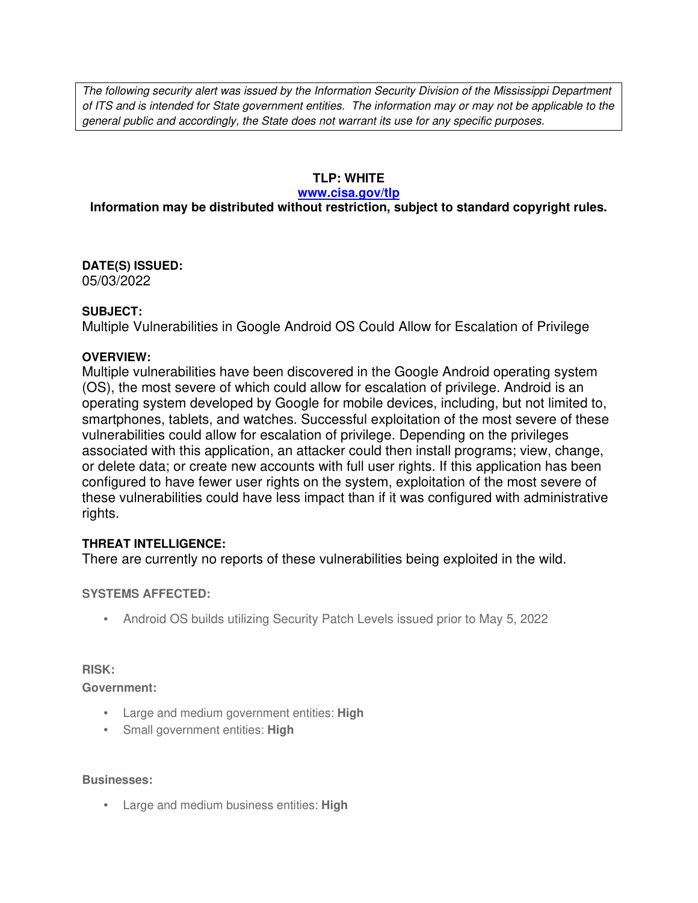*The following security alert was issued by the Information Security Division of the Mississippi Department of ITS and is intended for State government entities. The information may or may not be applicable to the general public and accordingly, the State does not warrant its use for any specific purposes.*

**TLP: WHITE**

**www.cisa.gov/tlp**

**Information may be distributed without restriction, subject to standard copyright rules.**

**DATE(S) ISSUED:**
05/03/2022

**SUBJECT:**
Multiple Vulnerabilities in Google Android OS Could Allow for Escalation of Privilege

**OVERVIEW:**
Multiple vulnerabilities have been discovered in the Google Android operating system (OS), the most severe of which could allow for escalation of privilege. Android is an operating system developed by Google for mobile devices, including, but not limited to, smartphones, tablets, and watches. Successful exploitation of the most severe of these vulnerabilities could allow for escalation of privilege. Depending on the privileges associated with this application, an attacker could then install programs; view, change, or delete data; or create new accounts with full user rights. If this application has been configured to have fewer user rights on the system, exploitation of the most severe of these vulnerabilities could have less impact than if it was configured with administrative rights.

**THREAT INTELLIGENCE:**
There are currently no reports of these vulnerabilities being exploited in the wild.

**SYSTEMS AFFECTED:**

- Android OS builds utilizing Security Patch Levels issued prior to May 5, 2022

**RISK:**

**Government:**

- Large and medium government entities: **High**
- Small government entities: **High**

**Businesses:**

- Large and medium business entities: **High**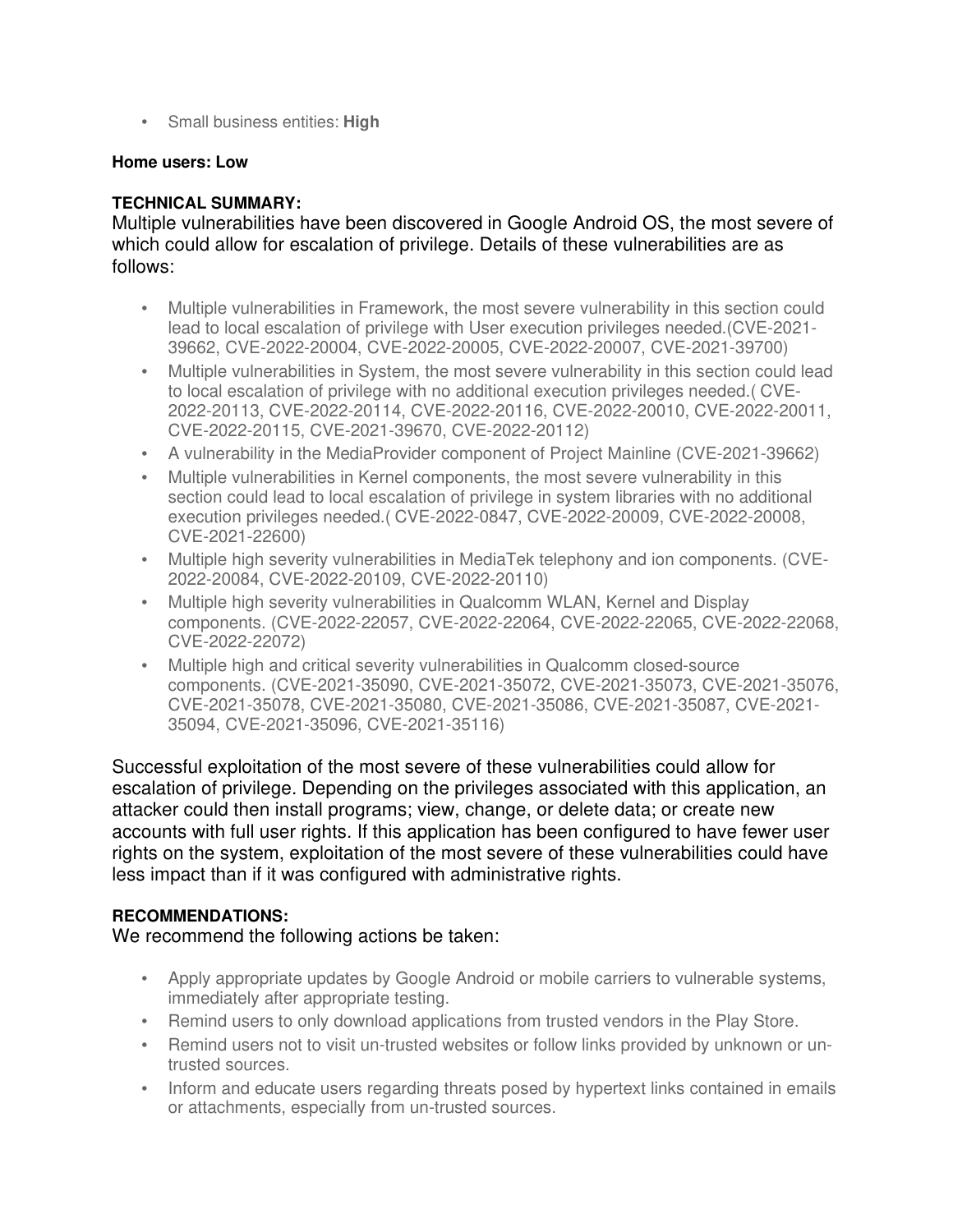- Small business entities: **High**

**Home users: Low**

**TECHNICAL SUMMARY:**

Multiple vulnerabilities have been discovered in Google Android OS, the most severe of which could allow for escalation of privilege. Details of these vulnerabilities are as follows:

- Multiple vulnerabilities in Framework, the most severe vulnerability in this section could lead to local escalation of privilege with User execution privileges needed.(CVE-2021-39662, CVE-2022-20004, CVE-2022-20005, CVE-2022-20007, CVE-2021-39700)
- Multiple vulnerabilities in System, the most severe vulnerability in this section could lead to local escalation of privilege with no additional execution privileges needed.( CVE-2022-20113, CVE-2022-20114, CVE-2022-20116, CVE-2022-20010, CVE-2022-20011, CVE-2022-20115, CVE-2021-39670, CVE-2022-20112)
- A vulnerability in the MediaProvider component of Project Mainline (CVE-2021-39662)
- Multiple vulnerabilities in Kernel components, the most severe vulnerability in this section could lead to local escalation of privilege in system libraries with no additional execution privileges needed.( CVE-2022-0847, CVE-2022-20009, CVE-2022-20008, CVE-2021-22600)
- Multiple high severity vulnerabilities in MediaTek telephony and ion components. (CVE-2022-20084, CVE-2022-20109, CVE-2022-20110)
- Multiple high severity vulnerabilities in Qualcomm WLAN, Kernel and Display components. (CVE-2022-22057, CVE-2022-22064, CVE-2022-22065, CVE-2022-22068, CVE-2022-22072)
- Multiple high and critical severity vulnerabilities in Qualcomm closed-source components. (CVE-2021-35090, CVE-2021-35072, CVE-2021-35073, CVE-2021-35076, CVE-2021-35078, CVE-2021-35080, CVE-2021-35086, CVE-2021-35087, CVE-2021-35094, CVE-2021-35096, CVE-2021-35116)

Successful exploitation of the most severe of these vulnerabilities could allow for escalation of privilege. Depending on the privileges associated with this application, an attacker could then install programs; view, change, or delete data; or create new accounts with full user rights. If this application has been configured to have fewer user rights on the system, exploitation of the most severe of these vulnerabilities could have less impact than if it was configured with administrative rights.

**RECOMMENDATIONS:**

We recommend the following actions be taken:

- Apply appropriate updates by Google Android or mobile carriers to vulnerable systems, immediately after appropriate testing.
- Remind users to only download applications from trusted vendors in the Play Store.
- Remind users not to visit un-trusted websites or follow links provided by unknown or un-trusted sources.
- Inform and educate users regarding threats posed by hypertext links contained in emails or attachments, especially from un-trusted sources.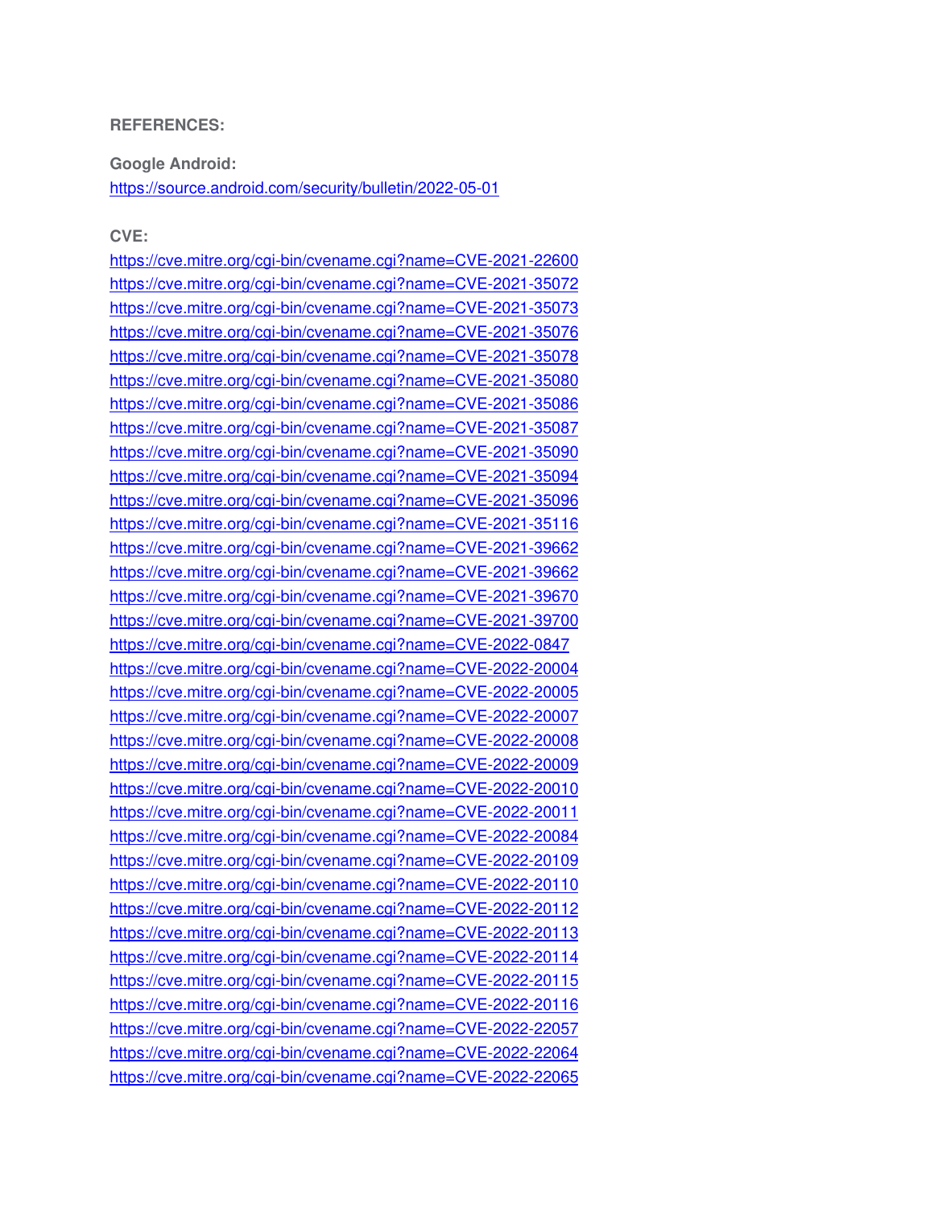**REFERENCES:**

**Google Android:**
https://source.android.com/security/bulletin/2022-05-01

**CVE:**
https://cve.mitre.org/cgi-bin/cvename.cgi?name=CVE-2021-22600
https://cve.mitre.org/cgi-bin/cvename.cgi?name=CVE-2021-35072
https://cve.mitre.org/cgi-bin/cvename.cgi?name=CVE-2021-35073
https://cve.mitre.org/cgi-bin/cvename.cgi?name=CVE-2021-35076
https://cve.mitre.org/cgi-bin/cvename.cgi?name=CVE-2021-35078
https://cve.mitre.org/cgi-bin/cvename.cgi?name=CVE-2021-35080
https://cve.mitre.org/cgi-bin/cvename.cgi?name=CVE-2021-35086
https://cve.mitre.org/cgi-bin/cvename.cgi?name=CVE-2021-35087
https://cve.mitre.org/cgi-bin/cvename.cgi?name=CVE-2021-35090
https://cve.mitre.org/cgi-bin/cvename.cgi?name=CVE-2021-35094
https://cve.mitre.org/cgi-bin/cvename.cgi?name=CVE-2021-35096
https://cve.mitre.org/cgi-bin/cvename.cgi?name=CVE-2021-35116
https://cve.mitre.org/cgi-bin/cvename.cgi?name=CVE-2021-39662
https://cve.mitre.org/cgi-bin/cvename.cgi?name=CVE-2021-39662
https://cve.mitre.org/cgi-bin/cvename.cgi?name=CVE-2021-39670
https://cve.mitre.org/cgi-bin/cvename.cgi?name=CVE-2021-39700
https://cve.mitre.org/cgi-bin/cvename.cgi?name=CVE-2022-0847
https://cve.mitre.org/cgi-bin/cvename.cgi?name=CVE-2022-20004
https://cve.mitre.org/cgi-bin/cvename.cgi?name=CVE-2022-20005
https://cve.mitre.org/cgi-bin/cvename.cgi?name=CVE-2022-20007
https://cve.mitre.org/cgi-bin/cvename.cgi?name=CVE-2022-20008
https://cve.mitre.org/cgi-bin/cvename.cgi?name=CVE-2022-20009
https://cve.mitre.org/cgi-bin/cvename.cgi?name=CVE-2022-20010
https://cve.mitre.org/cgi-bin/cvename.cgi?name=CVE-2022-20011
https://cve.mitre.org/cgi-bin/cvename.cgi?name=CVE-2022-20084
https://cve.mitre.org/cgi-bin/cvename.cgi?name=CVE-2022-20109
https://cve.mitre.org/cgi-bin/cvename.cgi?name=CVE-2022-20110
https://cve.mitre.org/cgi-bin/cvename.cgi?name=CVE-2022-20112
https://cve.mitre.org/cgi-bin/cvename.cgi?name=CVE-2022-20113
https://cve.mitre.org/cgi-bin/cvename.cgi?name=CVE-2022-20114
https://cve.mitre.org/cgi-bin/cvename.cgi?name=CVE-2022-20115
https://cve.mitre.org/cgi-bin/cvename.cgi?name=CVE-2022-20116
https://cve.mitre.org/cgi-bin/cvename.cgi?name=CVE-2022-22057
https://cve.mitre.org/cgi-bin/cvename.cgi?name=CVE-2022-22064
https://cve.mitre.org/cgi-bin/cvename.cgi?name=CVE-2022-22065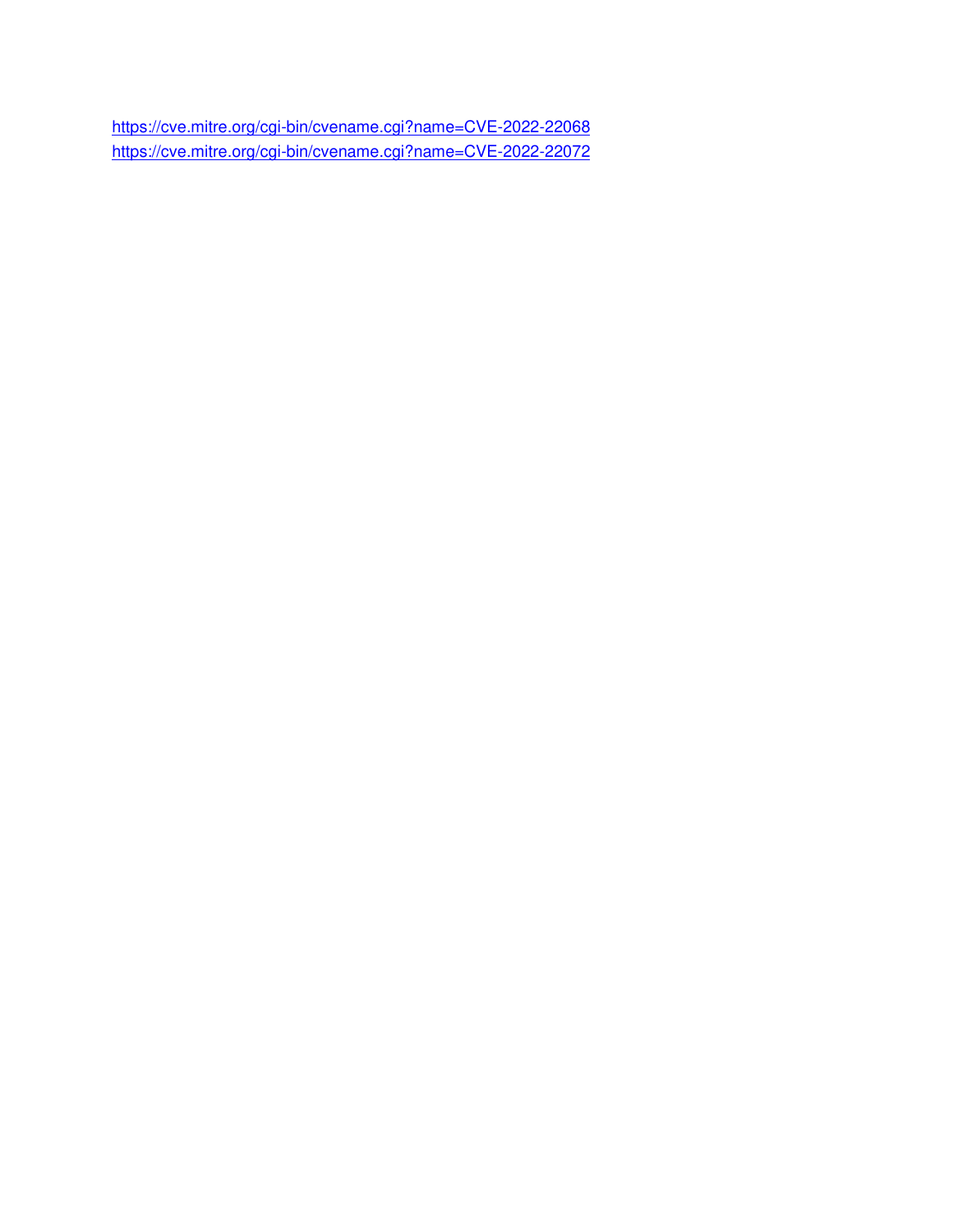https://cve.mitre.org/cgi-bin/cvename.cgi?name=CVE-2022-22068
https://cve.mitre.org/cgi-bin/cvename.cgi?name=CVE-2022-22072